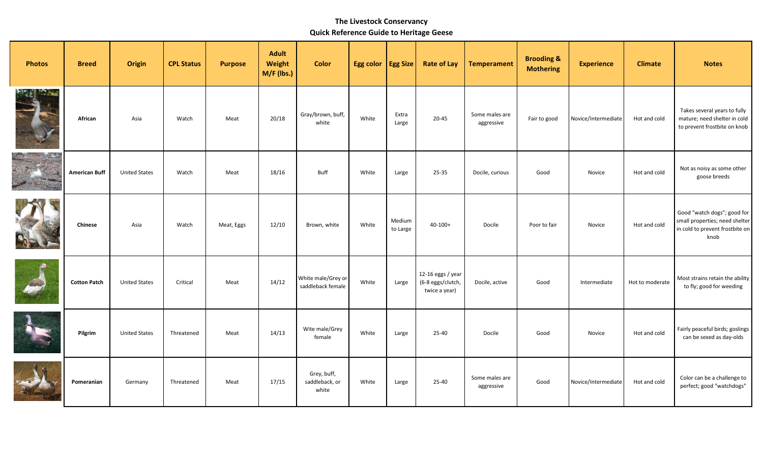**The Livestock Conservancy**
**Quick Reference Guide to Heritage Geese**

| Photos | Breed | Origin | CPL Status | Purpose | Adult Weight M/F (lbs.) | Color | Egg color | Egg Size | Rate of Lay | Temperament | Brooding & Mothering | Experience | Climate | Notes |
|---|---|---|---|---|---|---|---|---|---|---|---|---|---|---|
| | **African** | Asia | Watch | Meat | 20/18 | Gray/brown, buff, white | White | Extra Large | 20-45 | Some males are aggressive | Fair to good | Novice/Intermediate | Hot and cold | Takes several years to fully mature; need shelter in cold to prevent frostbite on knob |
| | **American Buff** | United States | Watch | Meat | 18/16 | Buff | White | Large | 25-35 | Docile, curious | Good | Novice | Hot and cold | Not as noisy as some other goose breeds |
| | **Chinese** | Asia | Watch | Meat, Eggs | 12/10 | Brown, white | White | Medium to Large | 40-100+ | Docile | Poor to fair | Novice | Hot and cold | Good "watch dogs"; good for small properties; need shelter in cold to prevent frostbite on knob |
| | **Cotton Patch** | United States | Critical | Meat | 14/12 | White male/Grey or saddleback female | White | Large | 12-16 eggs / year (6-8 eggs/clutch, twice a year) | Docile, active | Good | Intermediate | Hot to moderate | Most strains retain the ability to fly; good for weeding |
| | **Pilgrim** | United States | Threatened | Meat | 14/13 | Wite male/Grey female | White | Large | 25-40 | Docile | Good | Novice | Hot and cold | Fairly peaceful birds; goslings can be sexed as day-olds |
| | **Pomeranian** | Germany | Threatened | Meat | 17/15 | Grey, buff, saddleback, or white | White | Large | 25-40 | Some males are aggressive | Good | Novice/Intermediate | Hot and cold | Color can be a challenge to perfect; good "watchdogs" |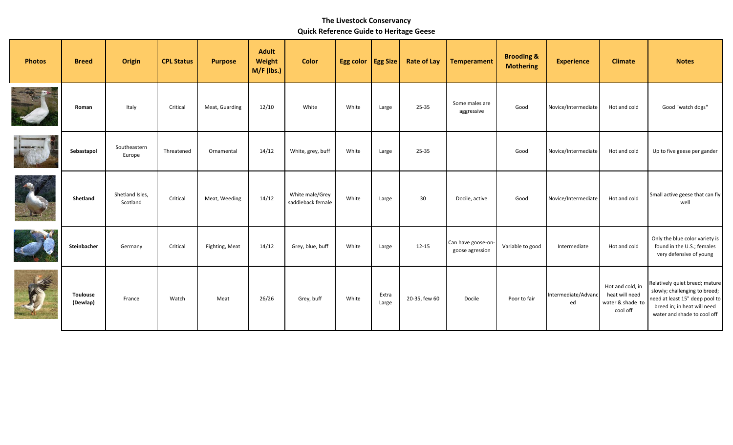**The Livestock Conservancy**
**Quick Reference Guide to Heritage Geese**

| Photos | Breed | Origin | CPL Status | Purpose | Adult Weight M/F (lbs.) | Color | Egg color | Egg Size | Rate of Lay | Temperament | Brooding & Mothering | Experience | Climate | Notes |
|---|---|---|---|---|---|---|---|---|---|---|---|---|---|---|
| | **Roman** | Italy | Critical | Meat, Guarding | 12/10 | White | White | Large | 25-35 | Some males are aggressive | Good | Novice/Intermediate | Hot and cold | Good "watch dogs" |
| | **Sebastapol** | Southeastern Europe | Threatened | Ornamental | 14/12 | White, grey, buff | White | Large | 25-35 | | Good | Novice/Intermediate | Hot and cold | Up to five geese per gander |
| | **Shetland** | Shetland Isles, Scotland | Critical | Meat, Weeding | 14/12 | White male/Grey saddleback female | White | Large | 30 | Docile, active | Good | Novice/Intermediate | Hot and cold | Small active geese that can fly well |
| | **Steinbacher** | Germany | Critical | Fighting, Meat | 14/12 | Grey, blue, buff | White | Large | 12-15 | Can have goose-on-goose agression | Variable to good | Intermediate | Hot and cold | Only the blue color variety is found in the U.S.; females very defensive of young |
| | **Toulouse (Dewlap)** | France | Watch | Meat | 26/26 | Grey, buff | White | Extra Large | 20-35, few 60 | Docile | Poor to fair | Intermediate/Advanced | Hot and cold, in heat will need water & shade to cool off | Relatively quiet breed; mature slowly; challenging to breed; need at least 15" deep pool to breed in; in heat will need water and shade to cool off |